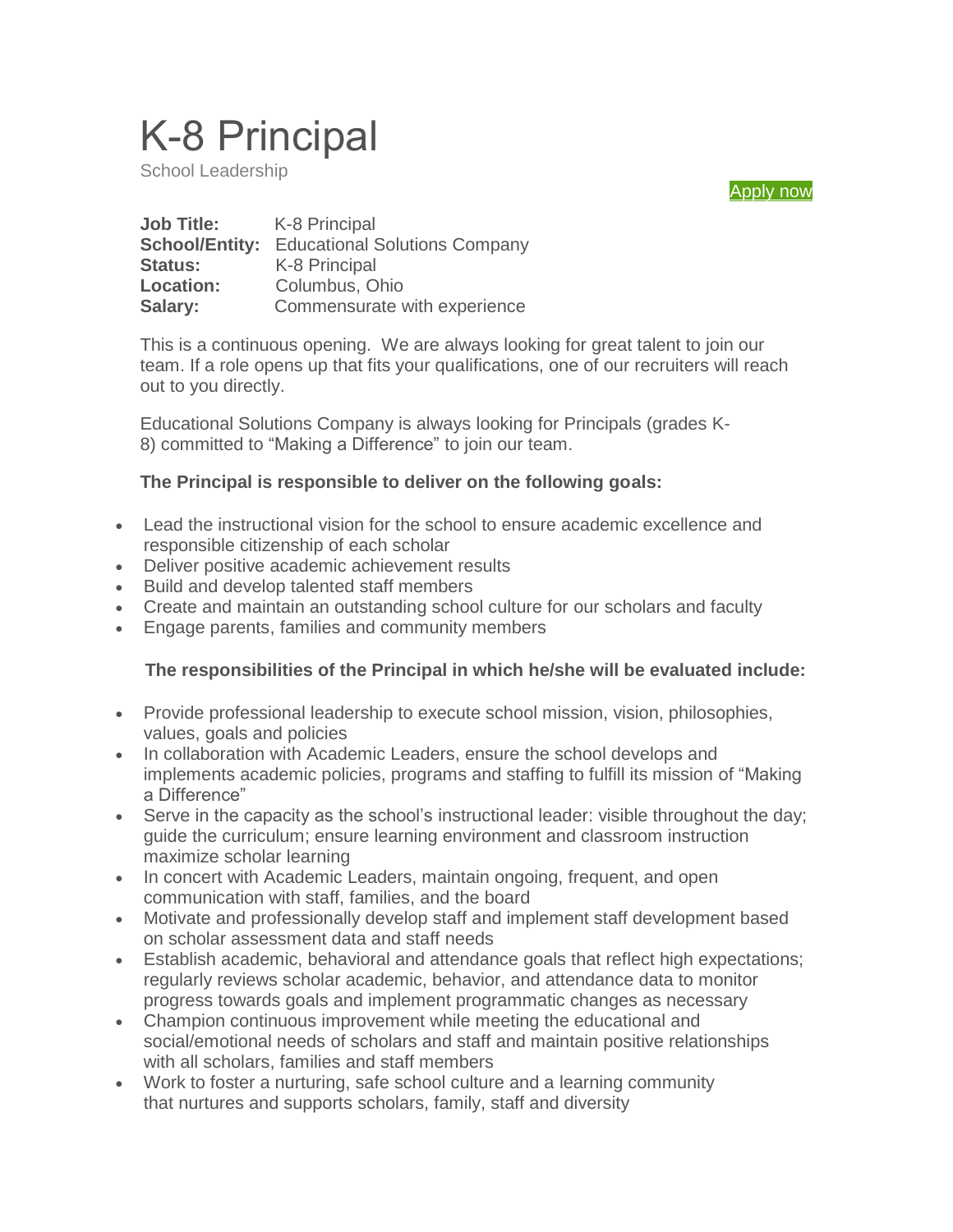# K-8 Principal

School Leadership

Apply now

**Job Title:** K-8 Principal
**School/Entity:** Educational Solutions Company
**Status:** K-8 Principal
**Location:** Columbus, Ohio
**Salary:** Commensurate with experience

This is a continuous opening. We are always looking for great talent to join our team. If a role opens up that fits your qualifications, one of our recruiters will reach out to you directly.

Educational Solutions Company is always looking for Principals (grades K-8) committed to "Making a Difference" to join our team.

**The Principal is responsible to deliver on the following goals:**

- Lead the instructional vision for the school to ensure academic excellence and responsible citizenship of each scholar
- Deliver positive academic achievement results
- Build and develop talented staff members
- Create and maintain an outstanding school culture for our scholars and faculty
- Engage parents, families and community members

**The responsibilities of the Principal in which he/she will be evaluated include:**

- Provide professional leadership to execute school mission, vision, philosophies, values, goals and policies
- In collaboration with Academic Leaders, ensure the school develops and implements academic policies, programs and staffing to fulfill its mission of "Making a Difference"
- Serve in the capacity as the school's instructional leader: visible throughout the day; guide the curriculum; ensure learning environment and classroom instruction maximize scholar learning
- In concert with Academic Leaders, maintain ongoing, frequent, and open communication with staff, families, and the board
- Motivate and professionally develop staff and implement staff development based on scholar assessment data and staff needs
- Establish academic, behavioral and attendance goals that reflect high expectations; regularly reviews scholar academic, behavior, and attendance data to monitor progress towards goals and implement programmatic changes as necessary
- Champion continuous improvement while meeting the educational and social/emotional needs of scholars and staff and maintain positive relationships with all scholars, families and staff members
- Work to foster a nurturing, safe school culture and a learning community that nurtures and supports scholars, family, staff and diversity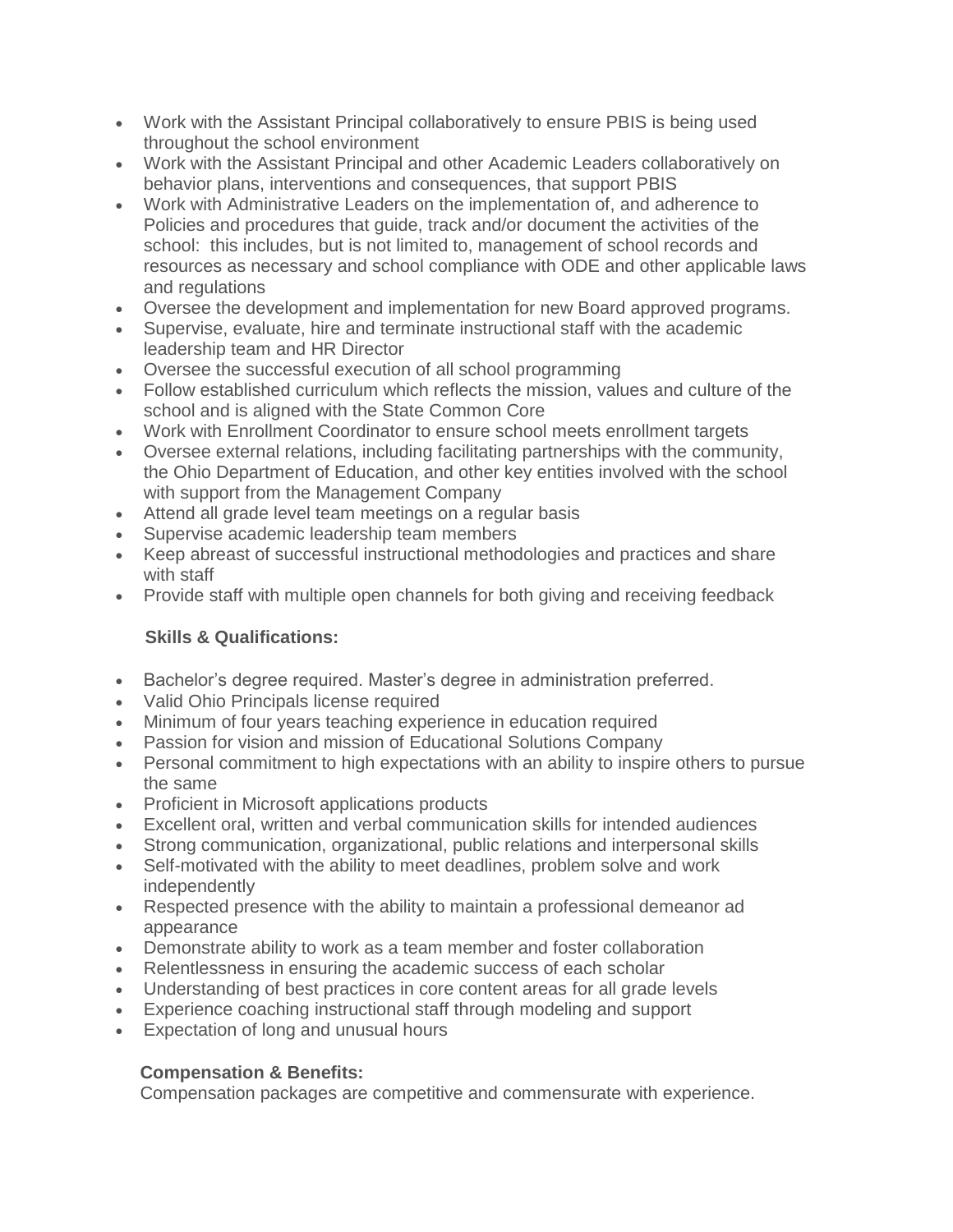- Work with the Assistant Principal collaboratively to ensure PBIS is being used throughout the school environment
- Work with the Assistant Principal and other Academic Leaders collaboratively on behavior plans, interventions and consequences, that support PBIS
- Work with Administrative Leaders on the implementation of, and adherence to Policies and procedures that guide, track and/or document the activities of the school: this includes, but is not limited to, management of school records and resources as necessary and school compliance with ODE and other applicable laws and regulations
- Oversee the development and implementation for new Board approved programs.
- Supervise, evaluate, hire and terminate instructional staff with the academic leadership team and HR Director
- Oversee the successful execution of all school programming
- Follow established curriculum which reflects the mission, values and culture of the school and is aligned with the State Common Core
- Work with Enrollment Coordinator to ensure school meets enrollment targets
- Oversee external relations, including facilitating partnerships with the community, the Ohio Department of Education, and other key entities involved with the school with support from the Management Company
- Attend all grade level team meetings on a regular basis
- Supervise academic leadership team members
- Keep abreast of successful instructional methodologies and practices and share with staff
- Provide staff with multiple open channels for both giving and receiving feedback

**Skills & Qualifications:**

- Bachelor's degree required. Master's degree in administration preferred.
- Valid Ohio Principals license required
- Minimum of four years teaching experience in education required
- Passion for vision and mission of Educational Solutions Company
- Personal commitment to high expectations with an ability to inspire others to pursue the same
- Proficient in Microsoft applications products
- Excellent oral, written and verbal communication skills for intended audiences
- Strong communication, organizational, public relations and interpersonal skills
- Self-motivated with the ability to meet deadlines, problem solve and work independently
- Respected presence with the ability to maintain a professional demeanor ad appearance
- Demonstrate ability to work as a team member and foster collaboration
- Relentlessness in ensuring the academic success of each scholar
- Understanding of best practices in core content areas for all grade levels
- Experience coaching instructional staff through modeling and support
- Expectation of long and unusual hours

**Compensation & Benefits:**

Compensation packages are competitive and commensurate with experience.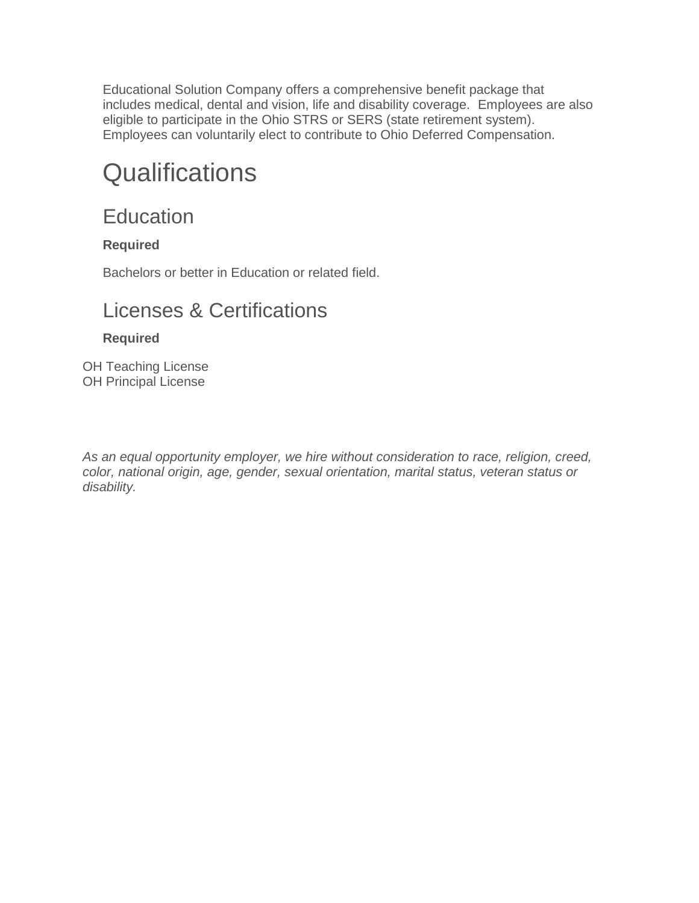Educational Solution Company offers a comprehensive benefit package that includes medical, dental and vision, life and disability coverage.  Employees are also eligible to participate in the Ohio STRS or SERS (state retirement system). Employees can voluntarily elect to contribute to Ohio Deferred Compensation.

# Qualifications

## Education

**Required**

Bachelors or better in Education or related field.

## Licenses & Certifications

**Required**

OH Teaching License
OH Principal License

*As an equal opportunity employer, we hire without consideration to race, religion, creed, color, national origin, age, gender, sexual orientation, marital status, veteran status or disability.*